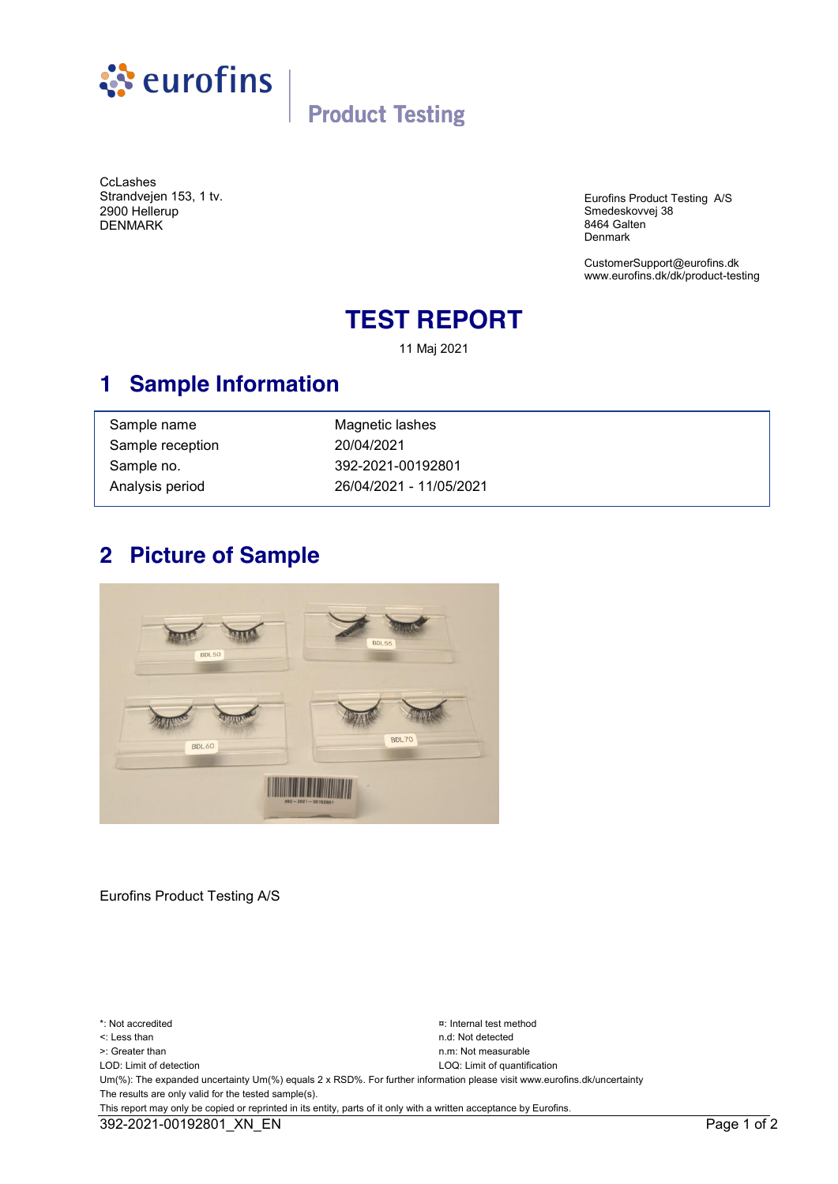eurofins | Product Testing

CcLashes
Strandvejen 153, 1 tv.
2900 Hellerup
DENMARK

Eurofins Product Testing A/S
Smedeskovvej 38
8464 Galten
Denmark

CustomerSupport@eurofins.dk
www.eurofins.dk/dk/product-testing

# TEST REPORT

11 Maj 2021

## 1 Sample Information

| | |
|---|---|
| Sample name | Magnetic lashes |
| Sample reception | 20/04/2021 |
| Sample no. | 392-2021-00192801 |
| Analysis period | 26/04/2021 - 11/05/2021 |

## 2 Picture of Sample

Eurofins Product Testing A/S

*: Not accredited
<: Less than
>: Greater than
LOD: Limit of detection
¤: Internal test method
n.d: Not detected
n.m: Not measurable
LOQ: Limit of quantification
Um(%): The expanded uncertainty Um(%) equals 2 x RSD%. For further information please visit www.eurofins.dk/uncertainty
The results are only valid for the tested sample(s).
This report may only be copied or reprinted in its entity, parts of it only with a written acceptance by Eurofins.

392-2021-00192801_XN_EN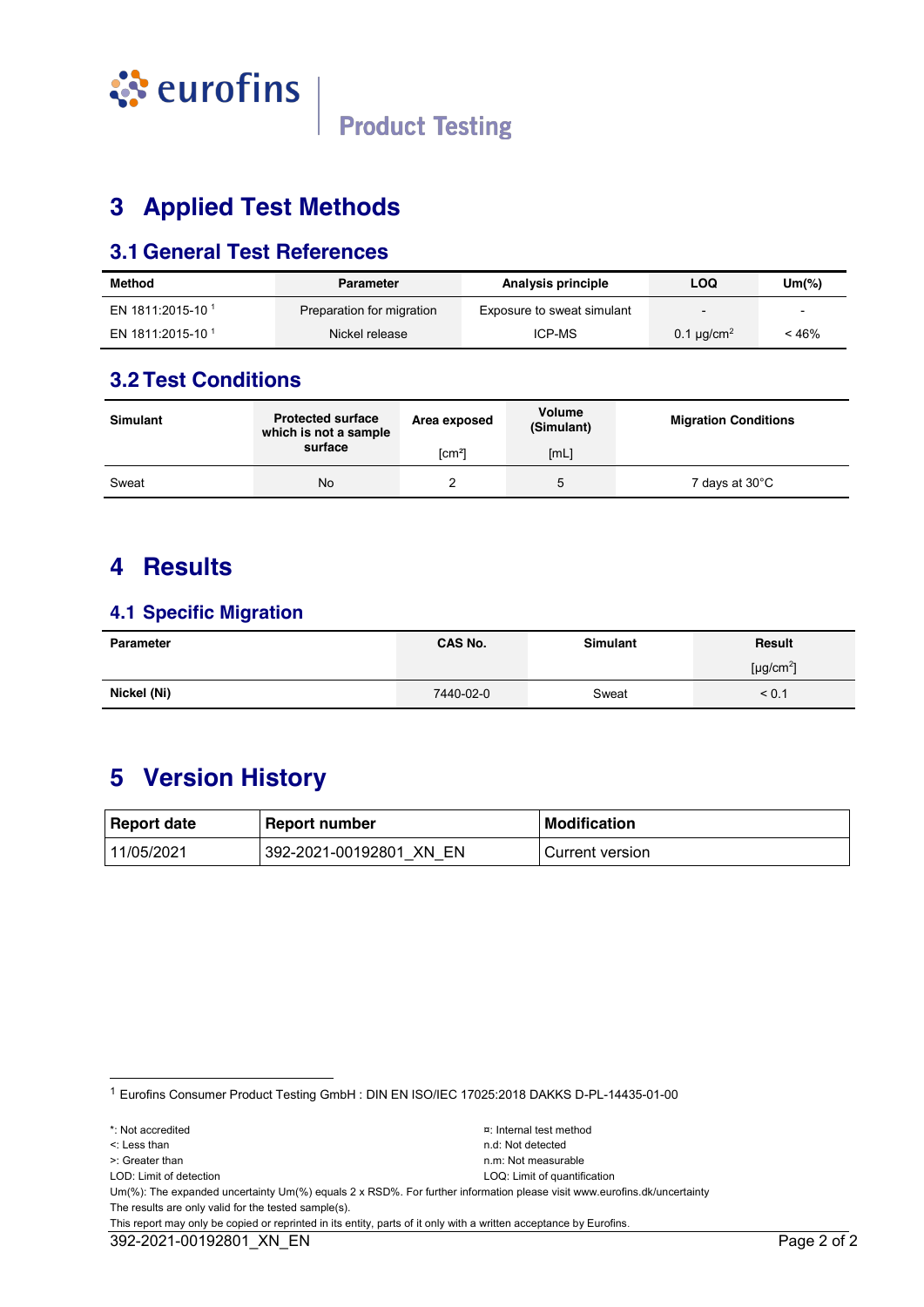# 3 Applied Test Methods

## 3.1 General Test References

| Method | Parameter | Analysis principle | LOQ | Um(%) |
|---|---|---|---|---|
| EN 1811:2015-10 [1] | Preparation for migration | Exposure to sweat simulant | - | - |
| EN 1811:2015-10 [1] | Nickel release | ICP-MS | 0.1 µg/cm$^2$ | < 46% |

## 3.2 Test Conditions

| Simulant | Protected surface which is not a sample surface | Area exposed [cm²] | Volume (Simulant) [mL] | Migration Conditions |
|---|---|---|---|---|
| Sweat | No | 2 | 5 | 7 days at 30°C |

# 4 Results

## 4.1 Specific Migration

| Parameter | CAS No. | Simulant | Result [µg/cm$^2$] |
|---|---|---|---|
| **Nickel (Ni)** | 7440-02-0 | Sweat | < 0.1 |

# 5 Version History

| Report date | Report number | Modification |
|---|---|---|
| 11/05/2021 | 392-2021-00192801_XN_EN | Current version |

[1] Eurofins Consumer Product Testing GmbH : DIN EN ISO/IEC 17025:2018 DAKKS D-PL-14435-01-00

*: Not accredited
¤: Internal test method
<: Less than
n.d: Not detected
>: Greater than
n.m: Not measurable
LOD: Limit of detection
LOQ: Limit of quantification
Um(%): The expanded uncertainty Um(%) equals 2 x RSD%. For further information please visit www.eurofins.dk/uncertainty
The results are only valid for the tested sample(s).
This report may only be copied or reprinted in its entity, parts of it only with a written acceptance by Eurofins.